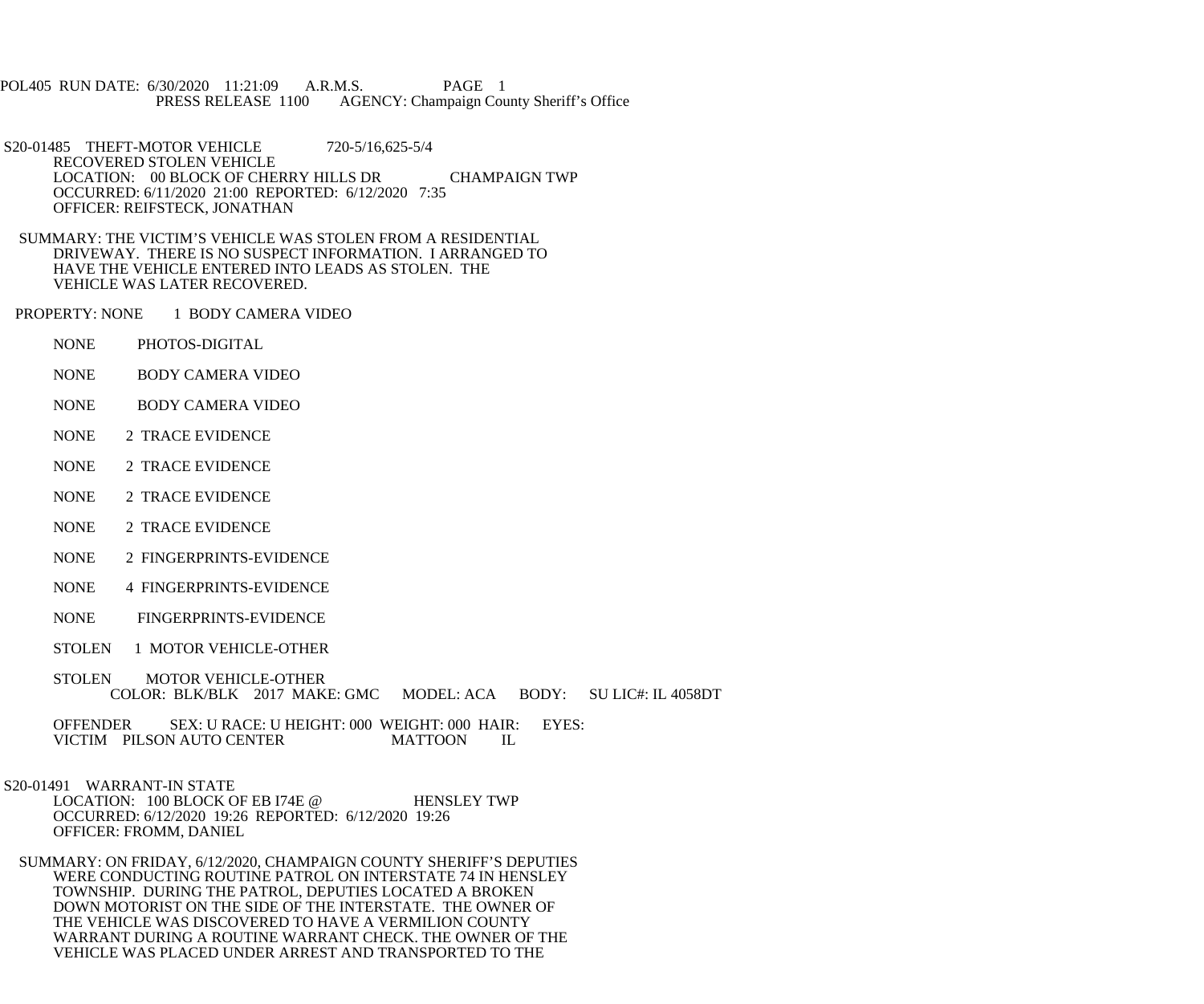POL405 RUN DATE: 6/30/2020 11:21:09 A.R.M.S. PAGE 1
PRESS RELEASE 1100 AGENCY: Champaign County Sheriff's Office

S20-01485 THEFT-MOTOR VEHICLE 720-5/16,625-5/4
RECOVERED STOLEN VEHICLE
LOCATION: 00 BLOCK OF CHERRY HILLS DR CHAMPAIGN TWP
OCCURRED: 6/11/2020 21:00 REPORTED: 6/12/2020 7:35
OFFICER: REIFSTECK, JONATHAN

SUMMARY: THE VICTIM'S VEHICLE WAS STOLEN FROM A RESIDENTIAL DRIVEWAY. THERE IS NO SUSPECT INFORMATION. I ARRANGED TO HAVE THE VEHICLE ENTERED INTO LEADS AS STOLEN. THE VEHICLE WAS LATER RECOVERED.

PROPERTY: NONE 1 BODY CAMERA VIDEO

NONE PHOTOS-DIGITAL

NONE BODY CAMERA VIDEO

NONE BODY CAMERA VIDEO

NONE 2 TRACE EVIDENCE

NONE 2 TRACE EVIDENCE

NONE 2 TRACE EVIDENCE

NONE 2 TRACE EVIDENCE

NONE 2 FINGERPRINTS-EVIDENCE

NONE 4 FINGERPRINTS-EVIDENCE

NONE FINGERPRINTS-EVIDENCE

STOLEN 1 MOTOR VEHICLE-OTHER

STOLEN MOTOR VEHICLE-OTHER
COLOR: BLK/BLK 2017 MAKE: GMC MODEL: ACA BODY: SU LIC#: IL 4058DT

OFFENDER SEX: U RACE: U HEIGHT: 000 WEIGHT: 000 HAIR: EYES:
VICTIM PILSON AUTO CENTER MATTOON IL

S20-01491 WARRANT-IN STATE
LOCATION: 100 BLOCK OF EB I74E @ HENSLEY TWP
OCCURRED: 6/12/2020 19:26 REPORTED: 6/12/2020 19:26
OFFICER: FROMM, DANIEL

SUMMARY: ON FRIDAY, 6/12/2020, CHAMPAIGN COUNTY SHERIFF'S DEPUTIES WERE CONDUCTING ROUTINE PATROL ON INTERSTATE 74 IN HENSLEY TOWNSHIP. DURING THE PATROL, DEPUTIES LOCATED A BROKEN DOWN MOTORIST ON THE SIDE OF THE INTERSTATE. THE OWNER OF THE VEHICLE WAS DISCOVERED TO HAVE A VERMILION COUNTY WARRANT DURING A ROUTINE WARRANT CHECK. THE OWNER OF THE VEHICLE WAS PLACED UNDER ARREST AND TRANSPORTED TO THE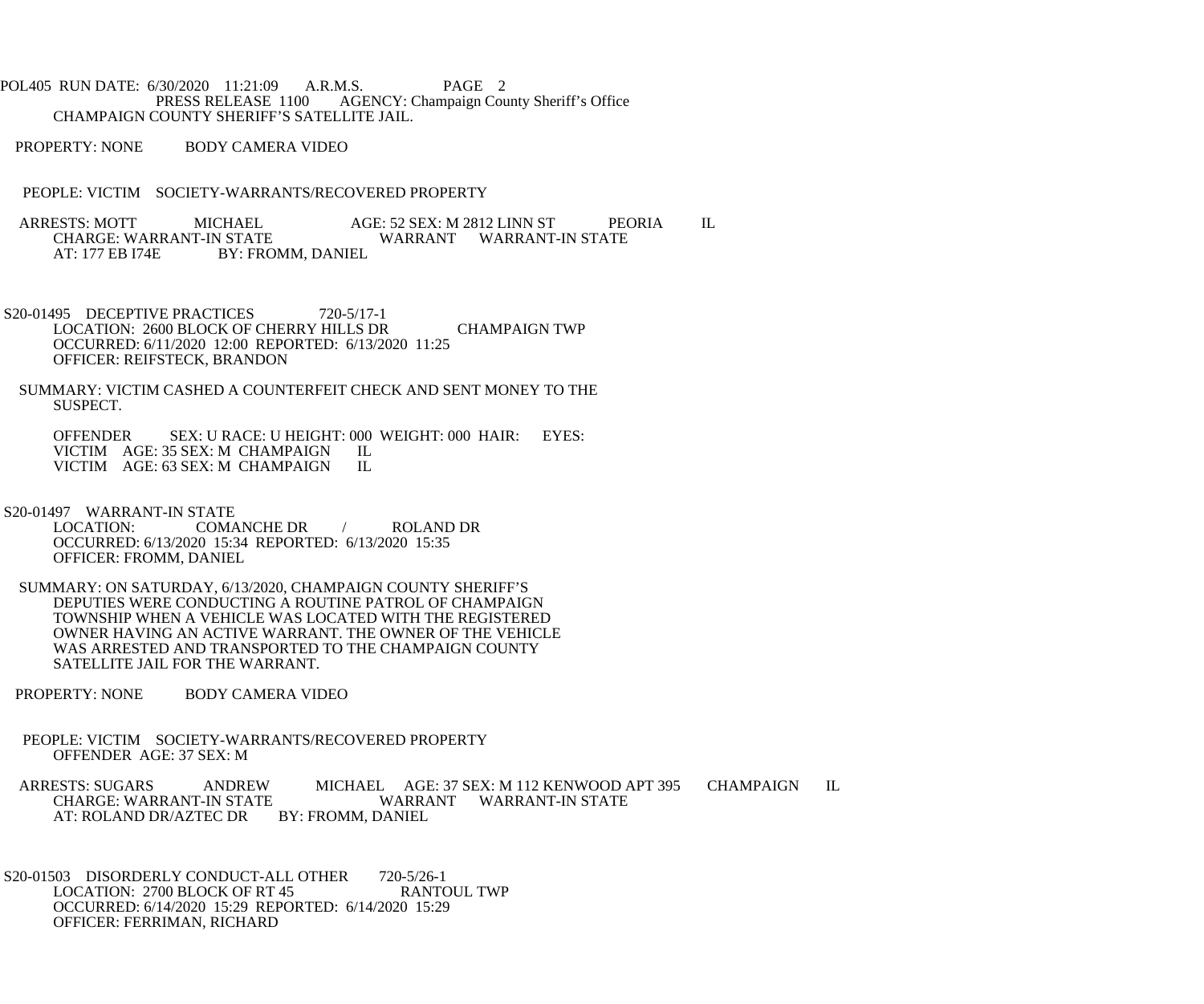CHAMPAIGN COUNTY SHERIFF'S SATELLITE JAIL.

PROPERTY: NONE BODY CAMERA VIDEO

PEOPLE: VICTIM SOCIETY-WARRANTS/RECOVERED PROPERTY

ARRESTS: MOTT MICHAEL AGE: 52 SEX: M 2812 LINN ST PEORIA IL
CHARGE: WARRANT-IN STATE WARRANT WARRANT-IN STATE
AT: 177 EB I74E BY: FROMM, DANIEL

S20-01495 DECEPTIVE PRACTICES 720-5/17-1
LOCATION: 2600 BLOCK OF CHERRY HILLS DR CHAMPAIGN TWP
OCCURRED: 6/11/2020 12:00 REPORTED: 6/13/2020 11:25
OFFICER: REIFSTECK, BRANDON

SUMMARY: VICTIM CASHED A COUNTERFEIT CHECK AND SENT MONEY TO THE SUSPECT.

OFFENDER SEX: U RACE: U HEIGHT: 000 WEIGHT: 000 HAIR: EYES:
VICTIM AGE: 35 SEX: M CHAMPAIGN IL
VICTIM AGE: 63 SEX: M CHAMPAIGN IL

S20-01497 WARRANT-IN STATE
LOCATION: COMANCHE DR / ROLAND DR
OCCURRED: 6/13/2020 15:34 REPORTED: 6/13/2020 15:35
OFFICER: FROMM, DANIEL

SUMMARY: ON SATURDAY, 6/13/2020, CHAMPAIGN COUNTY SHERIFF'S DEPUTIES WERE CONDUCTING A ROUTINE PATROL OF CHAMPAIGN TOWNSHIP WHEN A VEHICLE WAS LOCATED WITH THE REGISTERED OWNER HAVING AN ACTIVE WARRANT. THE OWNER OF THE VEHICLE WAS ARRESTED AND TRANSPORTED TO THE CHAMPAIGN COUNTY SATELLITE JAIL FOR THE WARRANT.

PROPERTY: NONE BODY CAMERA VIDEO

PEOPLE: VICTIM SOCIETY-WARRANTS/RECOVERED PROPERTY
OFFENDER AGE: 37 SEX: M

ARRESTS: SUGARS ANDREW MICHAEL AGE: 37 SEX: M 112 KENWOOD APT 395 CHAMPAIGN IL
CHARGE: WARRANT-IN STATE WARRANT WARRANT-IN STATE
AT: ROLAND DR/AZTEC DR BY: FROMM, DANIEL

S20-01503 DISORDERLY CONDUCT-ALL OTHER 720-5/26-1
LOCATION: 2700 BLOCK OF RT 45 RANTOUL TWP
OCCURRED: 6/14/2020 15:29 REPORTED: 6/14/2020 15:29
OFFICER: FERRIMAN, RICHARD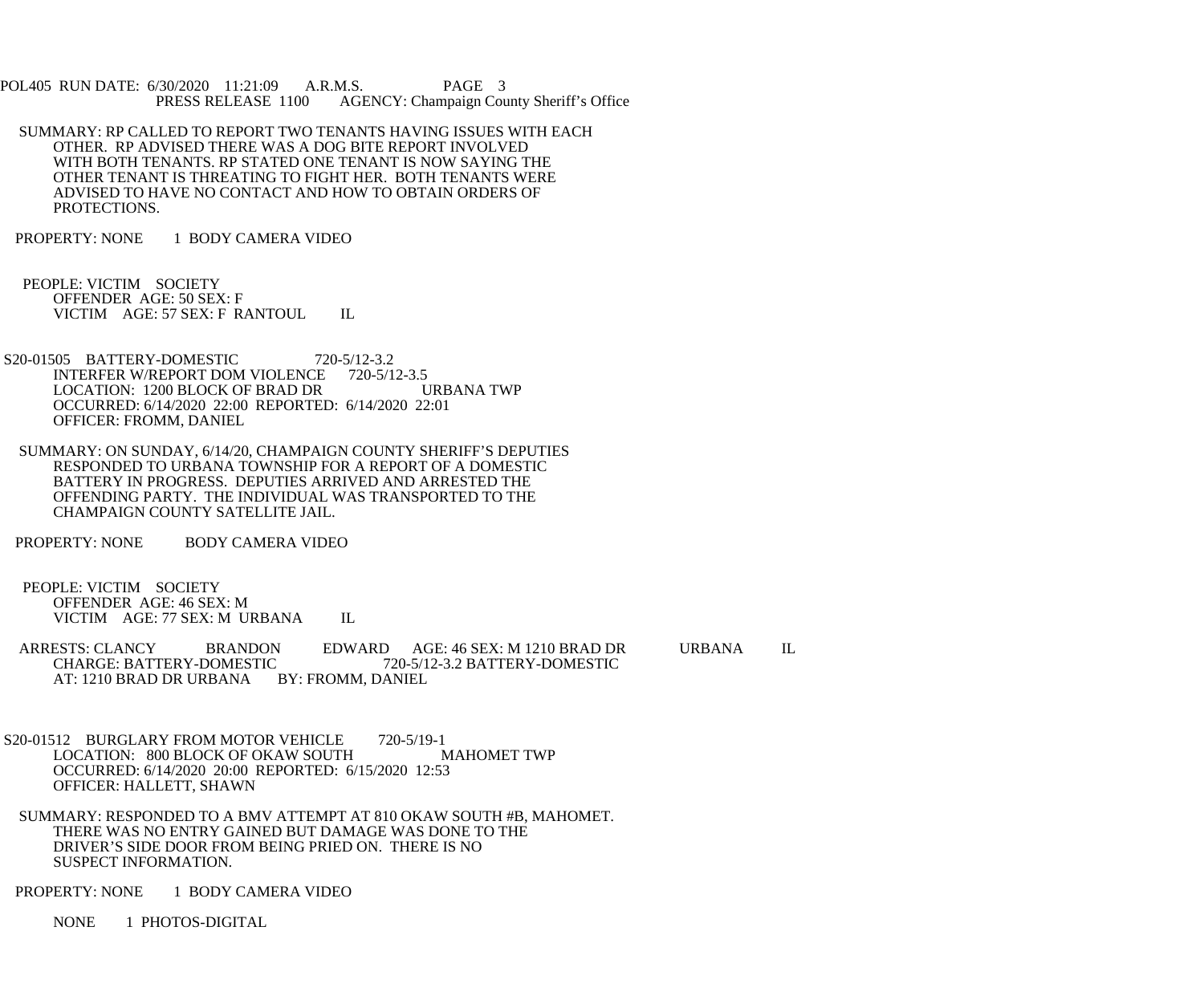SUMMARY: RP CALLED TO REPORT TWO TENANTS HAVING ISSUES WITH EACH OTHER. RP ADVISED THERE WAS A DOG BITE REPORT INVOLVED WITH BOTH TENANTS. RP STATED ONE TENANT IS NOW SAYING THE OTHER TENANT IS THREATING TO FIGHT HER. BOTH TENANTS WERE ADVISED TO HAVE NO CONTACT AND HOW TO OBTAIN ORDERS OF PROTECTIONS.

PROPERTY: NONE 1 BODY CAMERA VIDEO

PEOPLE: VICTIM SOCIETY
OFFENDER AGE: 50 SEX: F
VICTIM AGE: 57 SEX: F RANTOUL IL

S20-01505 BATTERY-DOMESTIC 720-5/12-3.2
INTERFER W/REPORT DOM VIOLENCE 720-5/12-3.5
LOCATION: 1200 BLOCK OF BRAD DR URBANA TWP
OCCURRED: 6/14/2020 22:00 REPORTED: 6/14/2020 22:01
OFFICER: FROMM, DANIEL

SUMMARY: ON SUNDAY, 6/14/20, CHAMPAIGN COUNTY SHERIFF'S DEPUTIES RESPONDED TO URBANA TOWNSHIP FOR A REPORT OF A DOMESTIC BATTERY IN PROGRESS. DEPUTIES ARRIVED AND ARRESTED THE OFFENDING PARTY. THE INDIVIDUAL WAS TRANSPORTED TO THE CHAMPAIGN COUNTY SATELLITE JAIL.

PROPERTY: NONE BODY CAMERA VIDEO

PEOPLE: VICTIM SOCIETY
OFFENDER AGE: 46 SEX: M
VICTIM AGE: 77 SEX: M URBANA IL

ARRESTS: CLANCY BRANDON EDWARD AGE: 46 SEX: M 1210 BRAD DR URBANA IL
CHARGE: BATTERY-DOMESTIC 720-5/12-3.2 BATTERY-DOMESTIC
AT: 1210 BRAD DR URBANA BY: FROMM, DANIEL

S20-01512 BURGLARY FROM MOTOR VEHICLE 720-5/19-1
LOCATION: 800 BLOCK OF OKAW SOUTH MAHOMET TWP
OCCURRED: 6/14/2020 20:00 REPORTED: 6/15/2020 12:53
OFFICER: HALLETT, SHAWN

SUMMARY: RESPONDED TO A BMV ATTEMPT AT 810 OKAW SOUTH #B, MAHOMET. THERE WAS NO ENTRY GAINED BUT DAMAGE WAS DONE TO THE DRIVER'S SIDE DOOR FROM BEING PRIED ON. THERE IS NO SUSPECT INFORMATION.

PROPERTY: NONE 1 BODY CAMERA VIDEO

NONE 1 PHOTOS-DIGITAL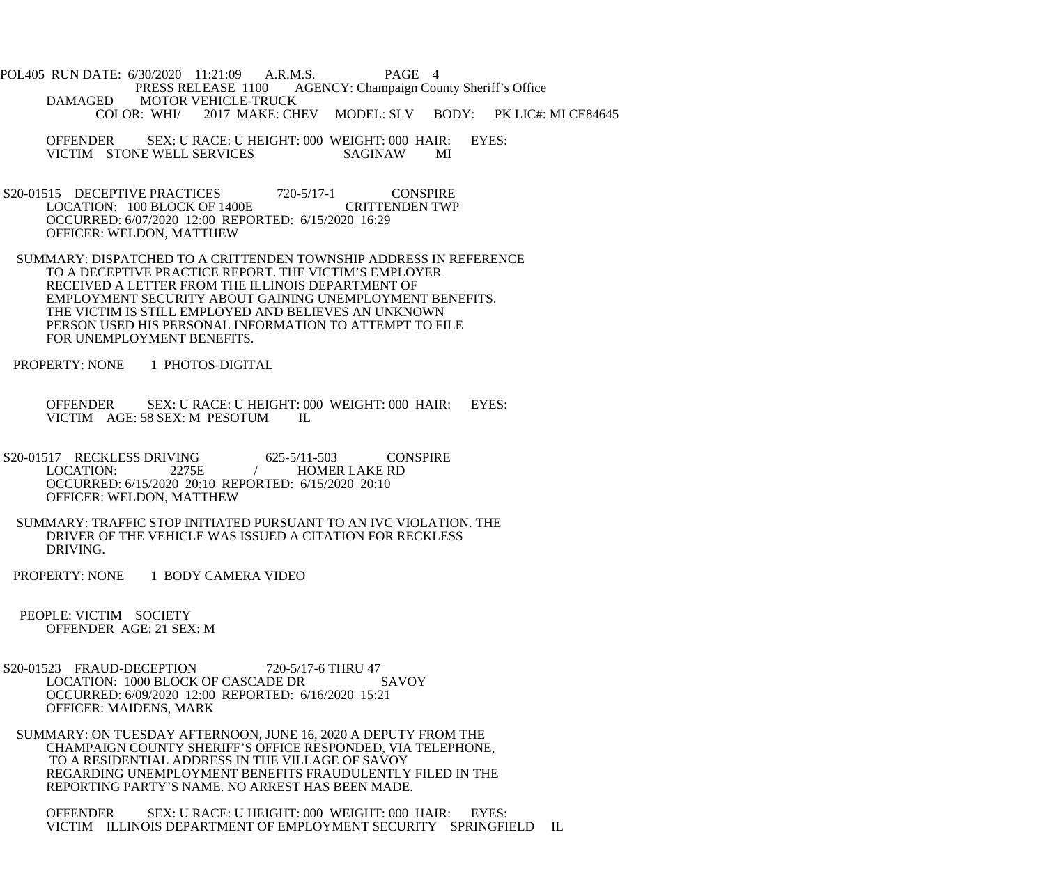POL405 RUN DATE: 6/30/2020 11:21:09 A.R.M.S. PAGE 4

PRESS RELEASE 1100 AGENCY: Champaign County Sheriff's Office

DAMAGED MOTOR VEHICLE-TRUCK
COLOR: WHI/ 2017 MAKE: CHEV MODEL: SLV BODY: PK LIC#: MI CE84645

OFFENDER SEX: U RACE: U HEIGHT: 000 WEIGHT: 000 HAIR: EYES:
VICTIM STONE WELL SERVICES SAGINAW MI

S20-01515 DECEPTIVE PRACTICES 720-5/17-1 CONSPIRE
LOCATION: 100 BLOCK OF 1400E CRITTENDEN TWP
OCCURRED: 6/07/2020 12:00 REPORTED: 6/15/2020 16:29
OFFICER: WELDON, MATTHEW

SUMMARY: DISPATCHED TO A CRITTENDEN TOWNSHIP ADDRESS IN REFERENCE TO A DECEPTIVE PRACTICE REPORT. THE VICTIM'S EMPLOYER RECEIVED A LETTER FROM THE ILLINOIS DEPARTMENT OF EMPLOYMENT SECURITY ABOUT GAINING UNEMPLOYMENT BENEFITS. THE VICTIM IS STILL EMPLOYED AND BELIEVES AN UNKNOWN PERSON USED HIS PERSONAL INFORMATION TO ATTEMPT TO FILE FOR UNEMPLOYMENT BENEFITS.

PROPERTY: NONE 1 PHOTOS-DIGITAL

OFFENDER SEX: U RACE: U HEIGHT: 000 WEIGHT: 000 HAIR: EYES:
VICTIM AGE: 58 SEX: M PESOTUM IL

S20-01517 RECKLESS DRIVING 625-5/11-503 CONSPIRE
LOCATION: 2275E / HOMER LAKE RD
OCCURRED: 6/15/2020 20:10 REPORTED: 6/15/2020 20:10
OFFICER: WELDON, MATTHEW

SUMMARY: TRAFFIC STOP INITIATED PURSUANT TO AN IVC VIOLATION. THE DRIVER OF THE VEHICLE WAS ISSUED A CITATION FOR RECKLESS DRIVING.

PROPERTY: NONE 1 BODY CAMERA VIDEO

PEOPLE: VICTIM SOCIETY
OFFENDER AGE: 21 SEX: M

S20-01523 FRAUD-DECEPTION 720-5/17-6 THRU 47
LOCATION: 1000 BLOCK OF CASCADE DR SAVOY
OCCURRED: 6/09/2020 12:00 REPORTED: 6/16/2020 15:21
OFFICER: MAIDENS, MARK

SUMMARY: ON TUESDAY AFTERNOON, JUNE 16, 2020 A DEPUTY FROM THE CHAMPAIGN COUNTY SHERIFF'S OFFICE RESPONDED, VIA TELEPHONE, TO A RESIDENTIAL ADDRESS IN THE VILLAGE OF SAVOY REGARDING UNEMPLOYMENT BENEFITS FRAUDULENTLY FILED IN THE REPORTING PARTY'S NAME. NO ARREST HAS BEEN MADE.

OFFENDER SEX: U RACE: U HEIGHT: 000 WEIGHT: 000 HAIR: EYES:
VICTIM ILLINOIS DEPARTMENT OF EMPLOYMENT SECURITY SPRINGFIELD IL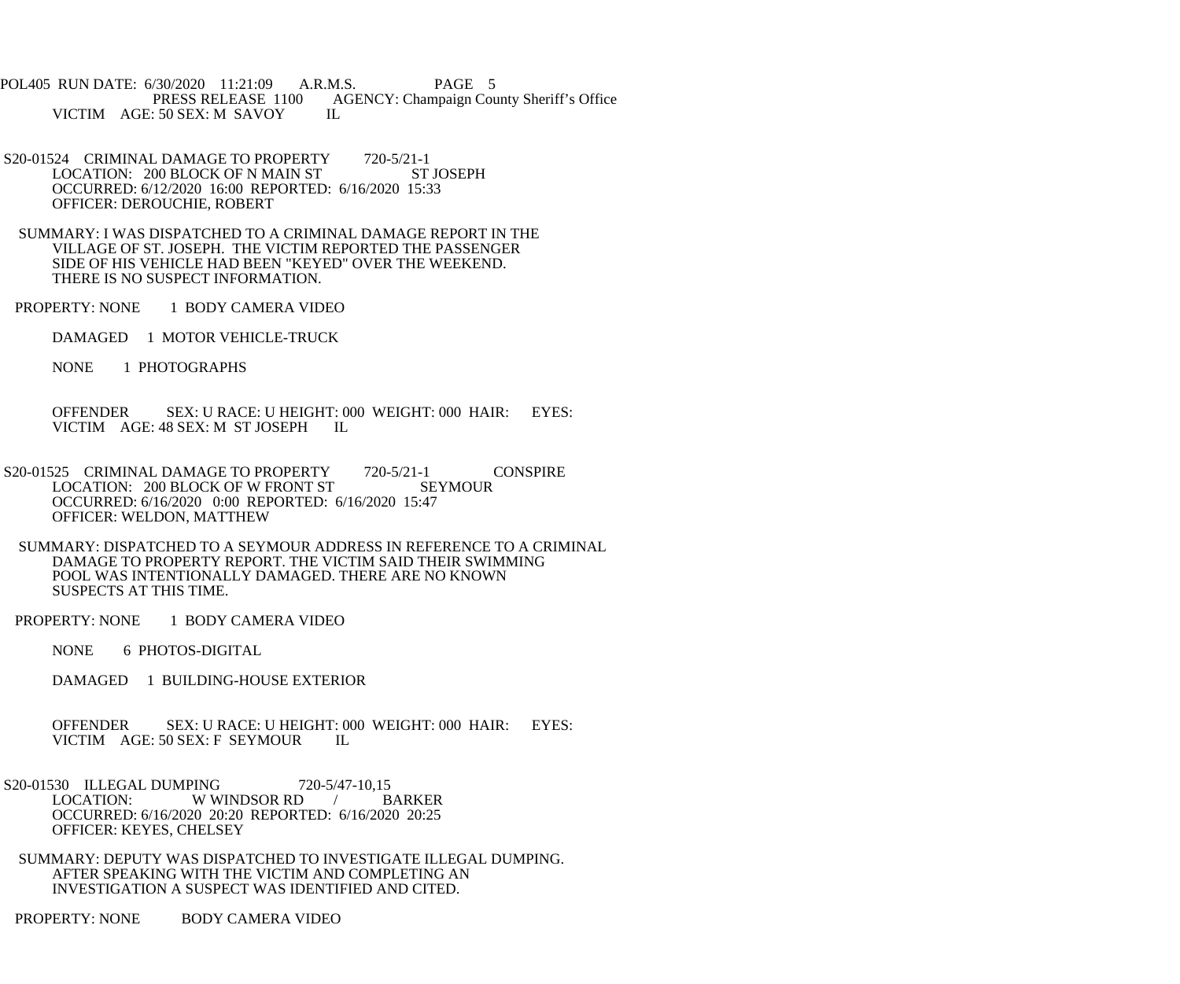VICTIM AGE: 50 SEX: M SAVOY IL

S20-01524 CRIMINAL DAMAGE TO PROPERTY 720-5/21-1
LOCATION: 200 BLOCK OF N MAIN ST ST JOSEPH
OCCURRED: 6/12/2020 16:00 REPORTED: 6/16/2020 15:33
OFFICER: DEROUCHIE, ROBERT

SUMMARY: I WAS DISPATCHED TO A CRIMINAL DAMAGE REPORT IN THE VILLAGE OF ST. JOSEPH. THE VICTIM REPORTED THE PASSENGER SIDE OF HIS VEHICLE HAD BEEN "KEYED" OVER THE WEEKEND. THERE IS NO SUSPECT INFORMATION.

PROPERTY: NONE 1 BODY CAMERA VIDEO

DAMAGED 1 MOTOR VEHICLE-TRUCK

NONE 1 PHOTOGRAPHS

OFFENDER SEX: U RACE: U HEIGHT: 000 WEIGHT: 000 HAIR: EYES:
VICTIM AGE: 48 SEX: M ST JOSEPH IL

S20-01525 CRIMINAL DAMAGE TO PROPERTY 720-5/21-1 CONSPIRE
LOCATION: 200 BLOCK OF W FRONT ST SEYMOUR
OCCURRED: 6/16/2020 0:00 REPORTED: 6/16/2020 15:47
OFFICER: WELDON, MATTHEW

SUMMARY: DISPATCHED TO A SEYMOUR ADDRESS IN REFERENCE TO A CRIMINAL DAMAGE TO PROPERTY REPORT. THE VICTIM SAID THEIR SWIMMING POOL WAS INTENTIONALLY DAMAGED. THERE ARE NO KNOWN SUSPECTS AT THIS TIME.

PROPERTY: NONE 1 BODY CAMERA VIDEO

NONE 6 PHOTOS-DIGITAL

DAMAGED 1 BUILDING-HOUSE EXTERIOR

OFFENDER SEX: U RACE: U HEIGHT: 000 WEIGHT: 000 HAIR: EYES:
VICTIM AGE: 50 SEX: F SEYMOUR IL

S20-01530 ILLEGAL DUMPING 720-5/47-10,15
LOCATION: W WINDSOR RD / BARKER
OCCURRED: 6/16/2020 20:20 REPORTED: 6/16/2020 20:25
OFFICER: KEYES, CHELSEY

SUMMARY: DEPUTY WAS DISPATCHED TO INVESTIGATE ILLEGAL DUMPING. AFTER SPEAKING WITH THE VICTIM AND COMPLETING AN INVESTIGATION A SUSPECT WAS IDENTIFIED AND CITED.

PROPERTY: NONE BODY CAMERA VIDEO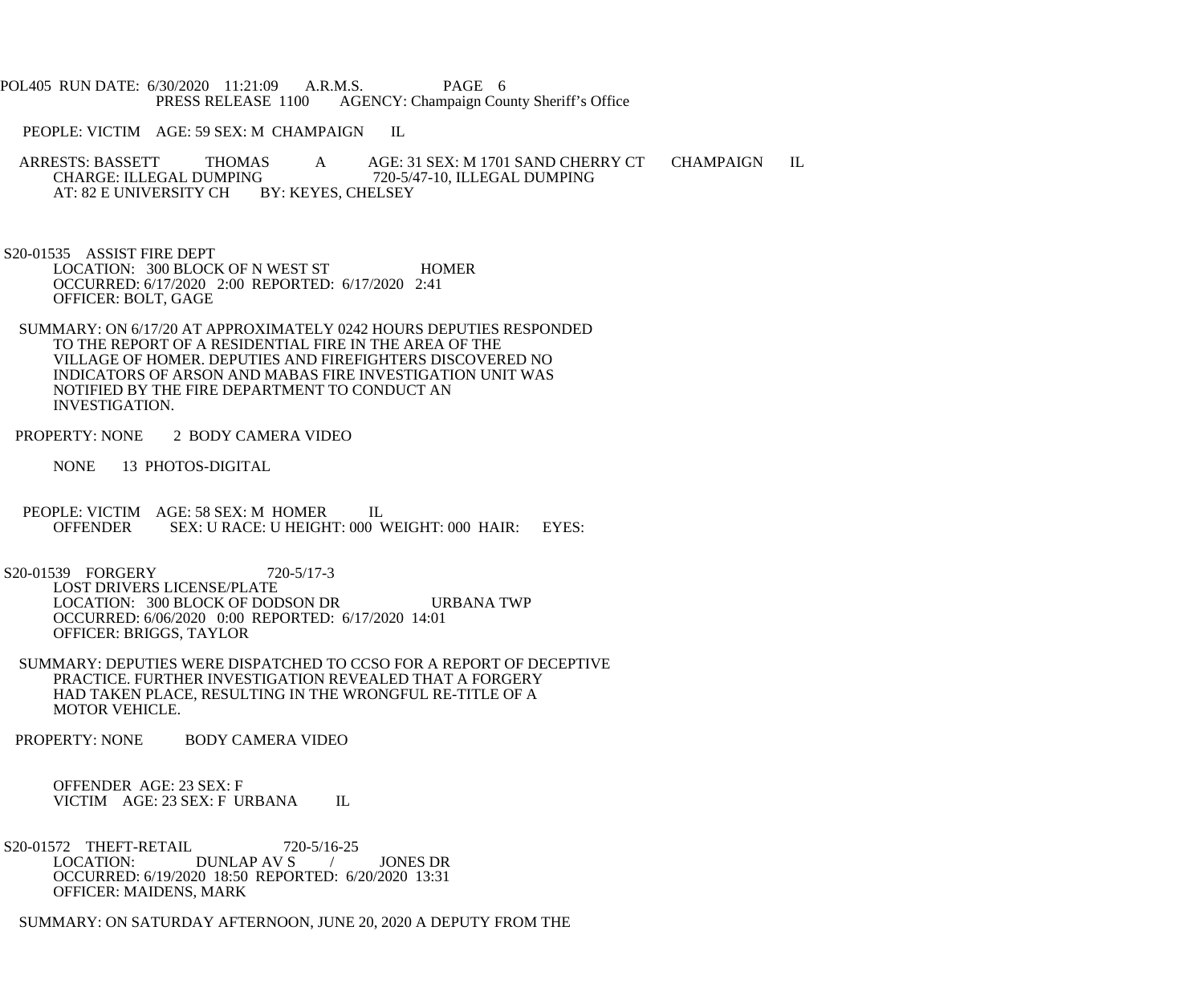PEOPLE: VICTIM AGE: 59 SEX: M CHAMPAIGN IL

ARRESTS: BASSETT THOMAS A AGE: 31 SEX: M 1701 SAND CHERRY CT CHAMPAIGN IL
CHARGE: ILLEGAL DUMPING 720-5/47-10, ILLEGAL DUMPING
AT: 82 E UNIVERSITY CH BY: KEYES, CHELSEY

S20-01535 ASSIST FIRE DEPT
LOCATION: 300 BLOCK OF N WEST ST HOMER
OCCURRED: 6/17/2020 2:00 REPORTED: 6/17/2020 2:41
OFFICER: BOLT, GAGE

SUMMARY: ON 6/17/20 AT APPROXIMATELY 0242 HOURS DEPUTIES RESPONDED TO THE REPORT OF A RESIDENTIAL FIRE IN THE AREA OF THE VILLAGE OF HOMER. DEPUTIES AND FIREFIGHTERS DISCOVERED NO INDICATORS OF ARSON AND MABAS FIRE INVESTIGATION UNIT WAS NOTIFIED BY THE FIRE DEPARTMENT TO CONDUCT AN INVESTIGATION.

PROPERTY: NONE 2 BODY CAMERA VIDEO

NONE 13 PHOTOS-DIGITAL

PEOPLE: VICTIM AGE: 58 SEX: M HOMER IL
OFFENDER SEX: U RACE: U HEIGHT: 000 WEIGHT: 000 HAIR: EYES:

S20-01539 FORGERY 720-5/17-3
LOST DRIVERS LICENSE/PLATE
LOCATION: 300 BLOCK OF DODSON DR URBANA TWP
OCCURRED: 6/06/2020 0:00 REPORTED: 6/17/2020 14:01
OFFICER: BRIGGS, TAYLOR

SUMMARY: DEPUTIES WERE DISPATCHED TO CCSO FOR A REPORT OF DECEPTIVE PRACTICE. FURTHER INVESTIGATION REVEALED THAT A FORGERY HAD TAKEN PLACE, RESULTING IN THE WRONGFUL RE-TITLE OF A MOTOR VEHICLE.

PROPERTY: NONE BODY CAMERA VIDEO

OFFENDER AGE: 23 SEX: F
VICTIM AGE: 23 SEX: F URBANA IL

S20-01572 THEFT-RETAIL 720-5/16-25
LOCATION: DUNLAP AV S / JONES DR
OCCURRED: 6/19/2020 18:50 REPORTED: 6/20/2020 13:31
OFFICER: MAIDENS, MARK

SUMMARY: ON SATURDAY AFTERNOON, JUNE 20, 2020 A DEPUTY FROM THE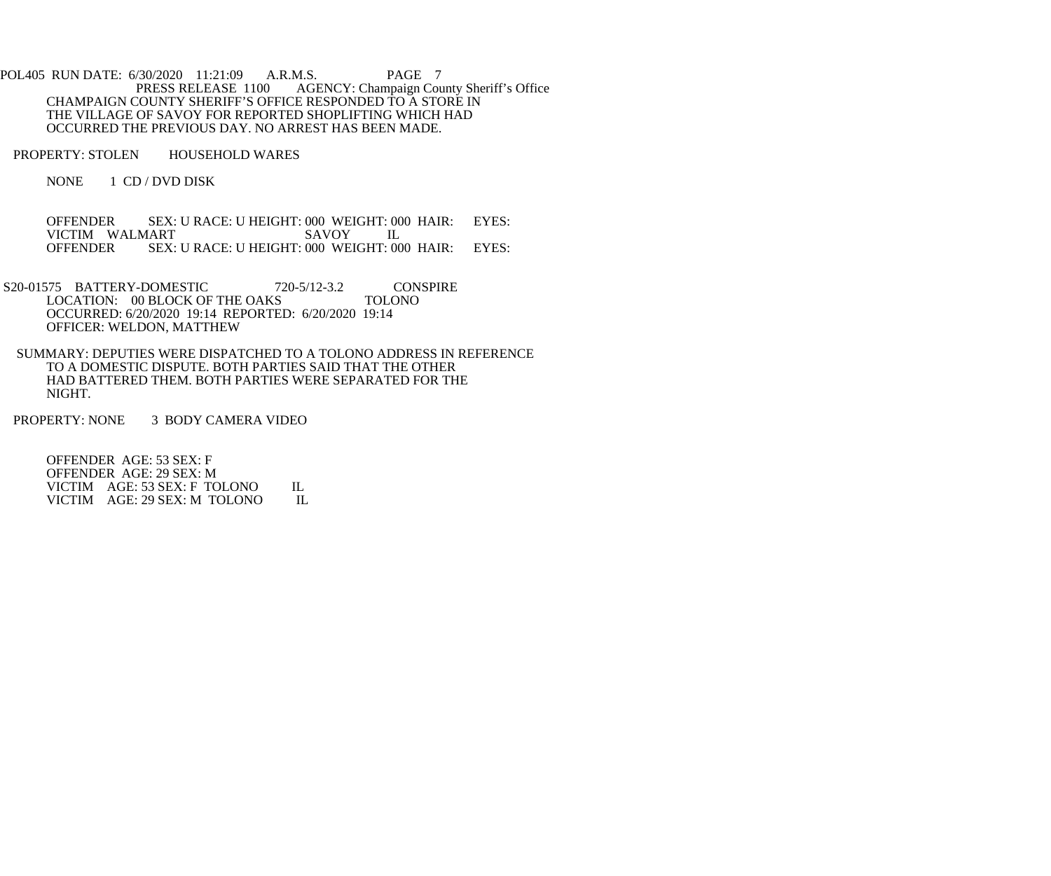CHAMPAIGN COUNTY SHERIFF'S OFFICE RESPONDED TO A STORE IN THE VILLAGE OF SAVOY FOR REPORTED SHOPLIFTING WHICH HAD OCCURRED THE PREVIOUS DAY. NO ARREST HAS BEEN MADE.

PROPERTY: STOLEN HOUSEHOLD WARES

NONE 1 CD / DVD DISK

OFFENDER SEX: U RACE: U HEIGHT: 000 WEIGHT: 000 HAIR: EYES:
VICTIM WALMART SAVOY IL
OFFENDER SEX: U RACE: U HEIGHT: 000 WEIGHT: 000 HAIR: EYES:

S20-01575 BATTERY-DOMESTIC 720-5/12-3.2 CONSPIRE
LOCATION: 00 BLOCK OF THE OAKS TOLONO
OCCURRED: 6/20/2020 19:14 REPORTED: 6/20/2020 19:14
OFFICER: WELDON, MATTHEW

SUMMARY: DEPUTIES WERE DISPATCHED TO A TOLONO ADDRESS IN REFERENCE TO A DOMESTIC DISPUTE. BOTH PARTIES SAID THAT THE OTHER HAD BATTERED THEM. BOTH PARTIES WERE SEPARATED FOR THE NIGHT.

PROPERTY: NONE 3 BODY CAMERA VIDEO

OFFENDER AGE: 53 SEX: F
OFFENDER AGE: 29 SEX: M
VICTIM AGE: 53 SEX: F TOLONO IL
VICTIM AGE: 29 SEX: M TOLONO IL